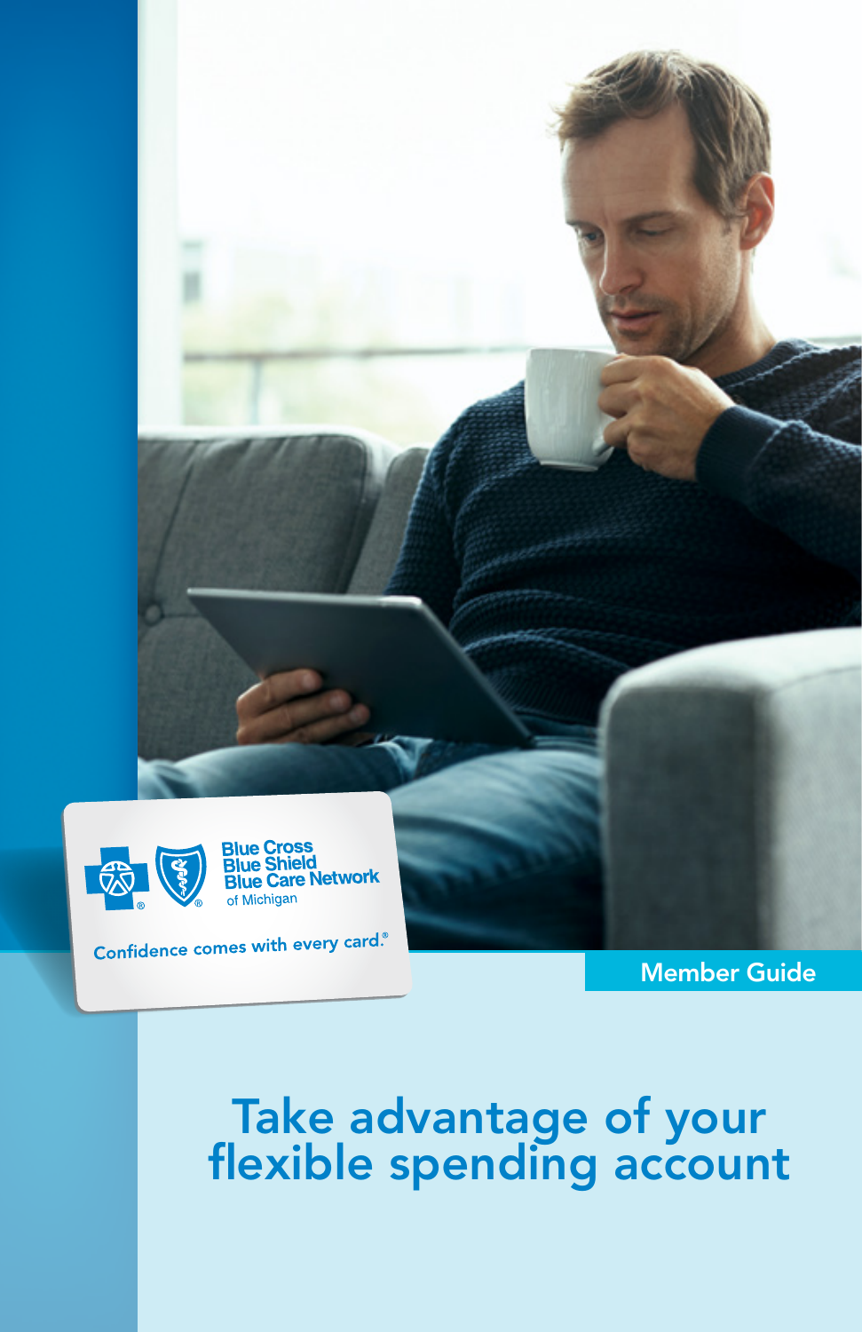Blue Cross Blue Shield Blue Care Network of Michigan

Confidence comes with every card.®

Member Guide

# Take advantage of your flexible spending account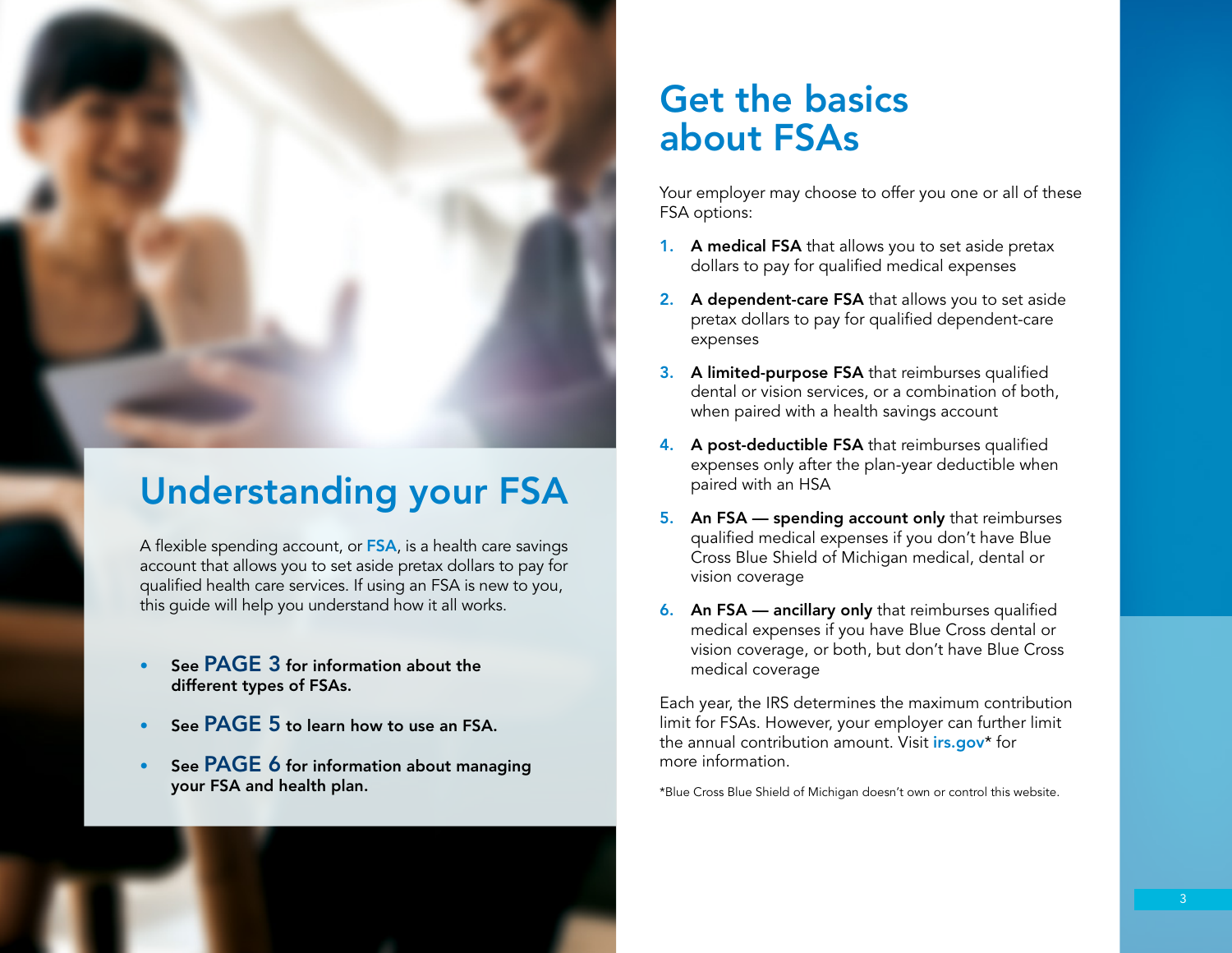# Understanding your FSA

A flexible spending account, or **FSA**, is a health care savings account that allows you to set aside pretax dollars to pay for qualified health care services. If using an FSA is new to you, this guide will help you understand how it all works.

- **See PAGE 3 for information about the different types of FSAs.**
- **See PAGE 5 to learn how to use an FSA.**
- **See PAGE 6 for information about managing your FSA and health plan.**

# Get the basics about FSAs

Your employer may choose to offer you one or all of these FSA options:

1. **A medical FSA** that allows you to set aside pretax dollars to pay for qualified medical expenses
2. **A dependent-care FSA** that allows you to set aside pretax dollars to pay for qualified dependent-care expenses
3. **A limited-purpose FSA** that reimburses qualified dental or vision services, or a combination of both, when paired with a health savings account
4. **A post-deductible FSA** that reimburses qualified expenses only after the plan-year deductible when paired with an HSA
5. **An FSA — spending account only** that reimburses qualified medical expenses if you don't have Blue Cross Blue Shield of Michigan medical, dental or vision coverage
6. **An FSA — ancillary only** that reimburses qualified medical expenses if you have Blue Cross dental or vision coverage, or both, but don't have Blue Cross medical coverage

Each year, the IRS determines the maximum contribution limit for FSAs. However, your employer can further limit the annual contribution amount. Visit **irs.gov*** for more information.

*Blue Cross Blue Shield of Michigan doesn't own or control this website.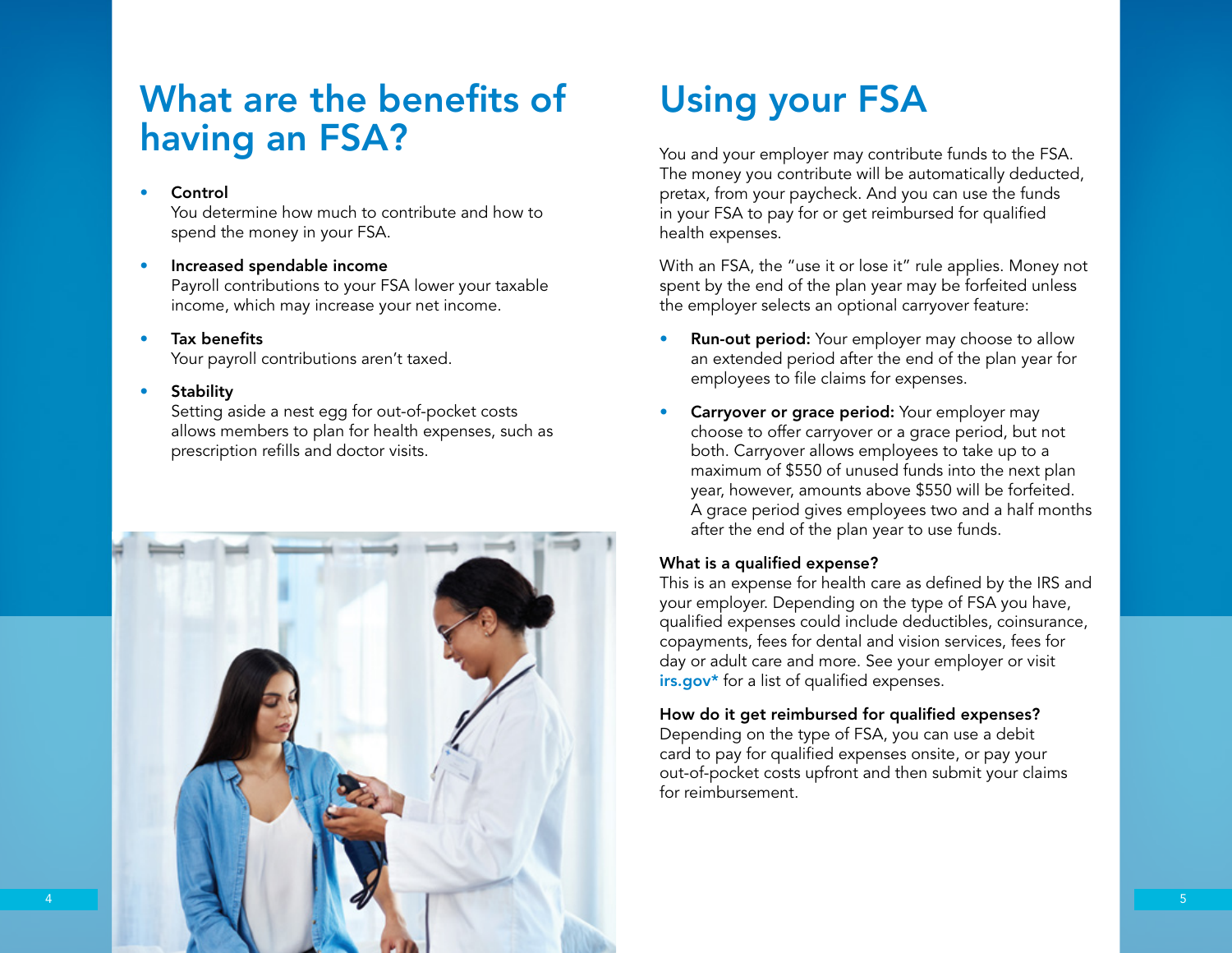# What are the benefits of having an FSA?

- **Control**
  You determine how much to contribute and how to spend the money in your FSA.
- **Increased spendable income**
  Payroll contributions to your FSA lower your taxable income, which may increase your net income.
- **Tax benefits**
  Your payroll contributions aren't taxed.
- **Stability**
  Setting aside a nest egg for out-of-pocket costs allows members to plan for health expenses, such as prescription refills and doctor visits.

# Using your FSA

You and your employer may contribute funds to the FSA. The money you contribute will be automatically deducted, pretax, from your paycheck. And you can use the funds in your FSA to pay for or get reimbursed for qualified health expenses.

With an FSA, the "use it or lose it" rule applies. Money not spent by the end of the plan year may be forfeited unless the employer selects an optional carryover feature:

- **Run-out period:** Your employer may choose to allow an extended period after the end of the plan year for employees to file claims for expenses.
- **Carryover or grace period:** Your employer may choose to offer carryover or a grace period, but not both. Carryover allows employees to take up to a maximum of $550 of unused funds into the next plan year, however, amounts above $550 will be forfeited. A grace period gives employees two and a half months after the end of the plan year to use funds.

**What is a qualified expense?**
This is an expense for health care as defined by the IRS and your employer. Depending on the type of FSA you have, qualified expenses could include deductibles, coinsurance, copayments, fees for dental and vision services, fees for day or adult care and more. See your employer or visit irs.gov* for a list of qualified expenses.

**How do it get reimbursed for qualified expenses?**
Depending on the type of FSA, you can use a debit card to pay for qualified expenses onsite, or pay your out-of-pocket costs upfront and then submit your claims for reimbursement.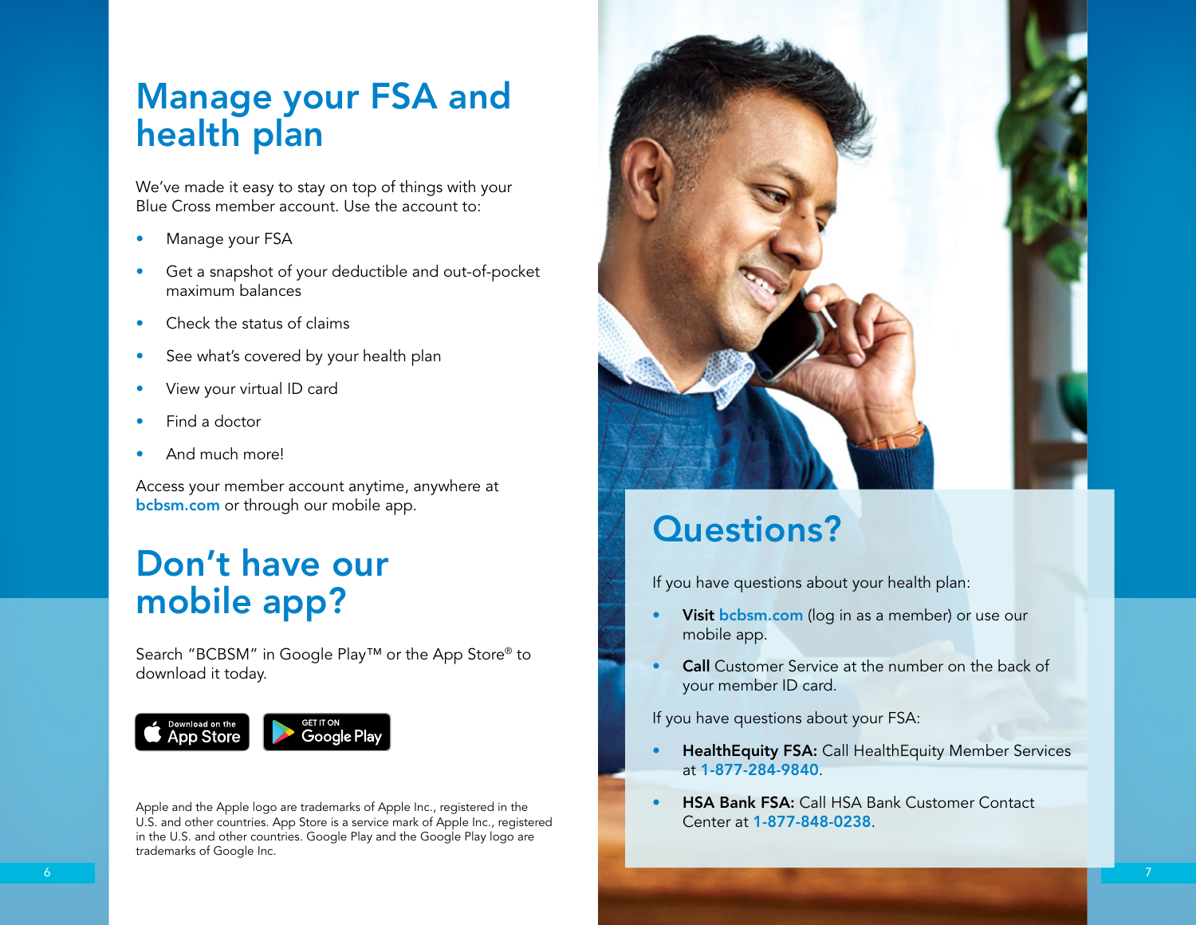# Manage your FSA and health plan

We've made it easy to stay on top of things with your Blue Cross member account. Use the account to:

- Manage your FSA
- Get a snapshot of your deductible and out-of-pocket maximum balances
- Check the status of claims
- See what's covered by your health plan
- View your virtual ID card
- Find a doctor
- And much more!

Access your member account anytime, anywhere at bcbsm.com or through our mobile app.

# Don't have our mobile app?

Search "BCBSM" in Google Play™ or the App Store® to download it today.

Download on the App Store | GET IT ON Google Play

Apple and the Apple logo are trademarks of Apple Inc., registered in the U.S. and other countries. App Store is a service mark of Apple Inc., registered in the U.S. and other countries. Google Play and the Google Play logo are trademarks of Google Inc.

# Questions?

If you have questions about your health plan:

- **Visit** bcbsm.com (log in as a member) or use our mobile app.
- **Call** Customer Service at the number on the back of your member ID card.

If you have questions about your FSA:

- **HealthEquity FSA:** Call HealthEquity Member Services at 1-877-284-9840.
- **HSA Bank FSA:** Call HSA Bank Customer Contact Center at 1-877-848-0238.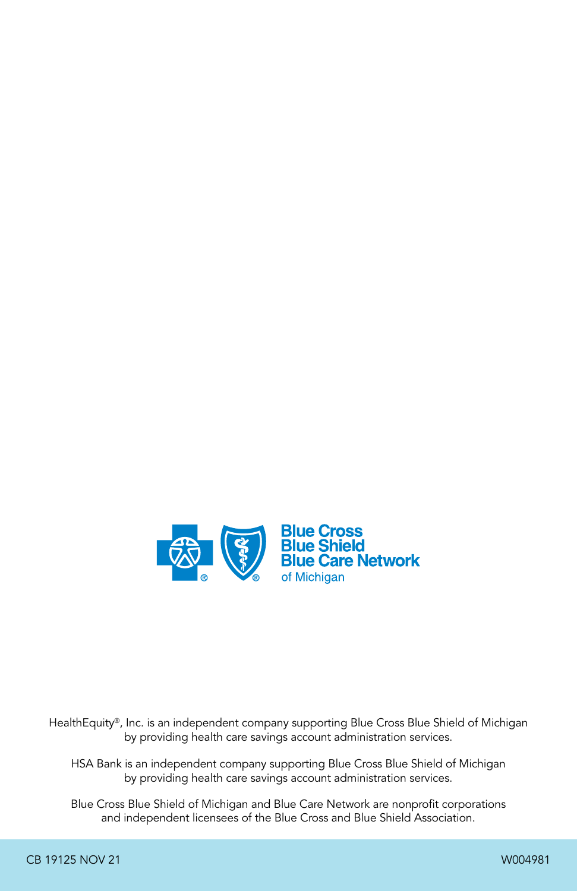Blue Cross Blue Shield Blue Care Network of Michigan

HealthEquity®, Inc. is an independent company supporting Blue Cross Blue Shield of Michigan by providing health care savings account administration services.

HSA Bank is an independent company supporting Blue Cross Blue Shield of Michigan by providing health care savings account administration services.

Blue Cross Blue Shield of Michigan and Blue Care Network are nonprofit corporations and independent licensees of the Blue Cross and Blue Shield Association.

CB 19125 NOV 21

W004981